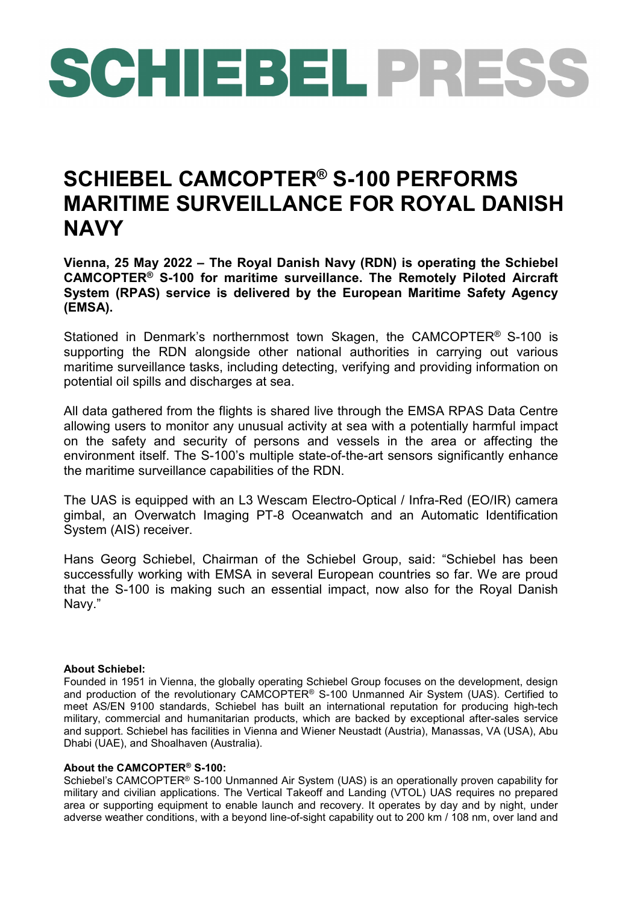# SCHIEBEL PRESS

# SCHIEBEL CAMCOPTER® S-100 PERFORMS MARITIME SURVEILLANCE FOR ROYAL DANISH NAVY

**Vienna, 25 May 2022 – The Royal Danish Navy (RDN) is operating the Schiebel CAMCOPTER® S-100 for maritime surveillance. The Remotely Piloted Aircraft System (RPAS) service is delivered by the European Maritime Safety Agency (EMSA).**

Stationed in Denmark's northernmost town Skagen, the CAMCOPTER® S-100 is supporting the RDN alongside other national authorities in carrying out various maritime surveillance tasks, including detecting, verifying and providing information on potential oil spills and discharges at sea.

All data gathered from the flights is shared live through the EMSA RPAS Data Centre allowing users to monitor any unusual activity at sea with a potentially harmful impact on the safety and security of persons and vessels in the area or affecting the environment itself. The S-100's multiple state-of-the-art sensors significantly enhance the maritime surveillance capabilities of the RDN.

The UAS is equipped with an L3 Wescam Electro-Optical / Infra-Red (EO/IR) camera gimbal, an Overwatch Imaging PT-8 Oceanwatch and an Automatic Identification System (AIS) receiver.

Hans Georg Schiebel, Chairman of the Schiebel Group, said: "Schiebel has been successfully working with EMSA in several European countries so far. We are proud that the S-100 is making such an essential impact, now also for the Royal Danish Navy."

**About Schiebel:**
Founded in 1951 in Vienna, the globally operating Schiebel Group focuses on the development, design and production of the revolutionary CAMCOPTER® S-100 Unmanned Air System (UAS). Certified to meet AS/EN 9100 standards, Schiebel has built an international reputation for producing high-tech military, commercial and humanitarian products, which are backed by exceptional after-sales service and support. Schiebel has facilities in Vienna and Wiener Neustadt (Austria), Manassas, VA (USA), Abu Dhabi (UAE), and Shoalhaven (Australia).

**About the CAMCOPTER® S-100:**
Schiebel's CAMCOPTER® S-100 Unmanned Air System (UAS) is an operationally proven capability for military and civilian applications. The Vertical Takeoff and Landing (VTOL) UAS requires no prepared area or supporting equipment to enable launch and recovery. It operates by day and by night, under adverse weather conditions, with a beyond line-of-sight capability out to 200 km / 108 nm, over land and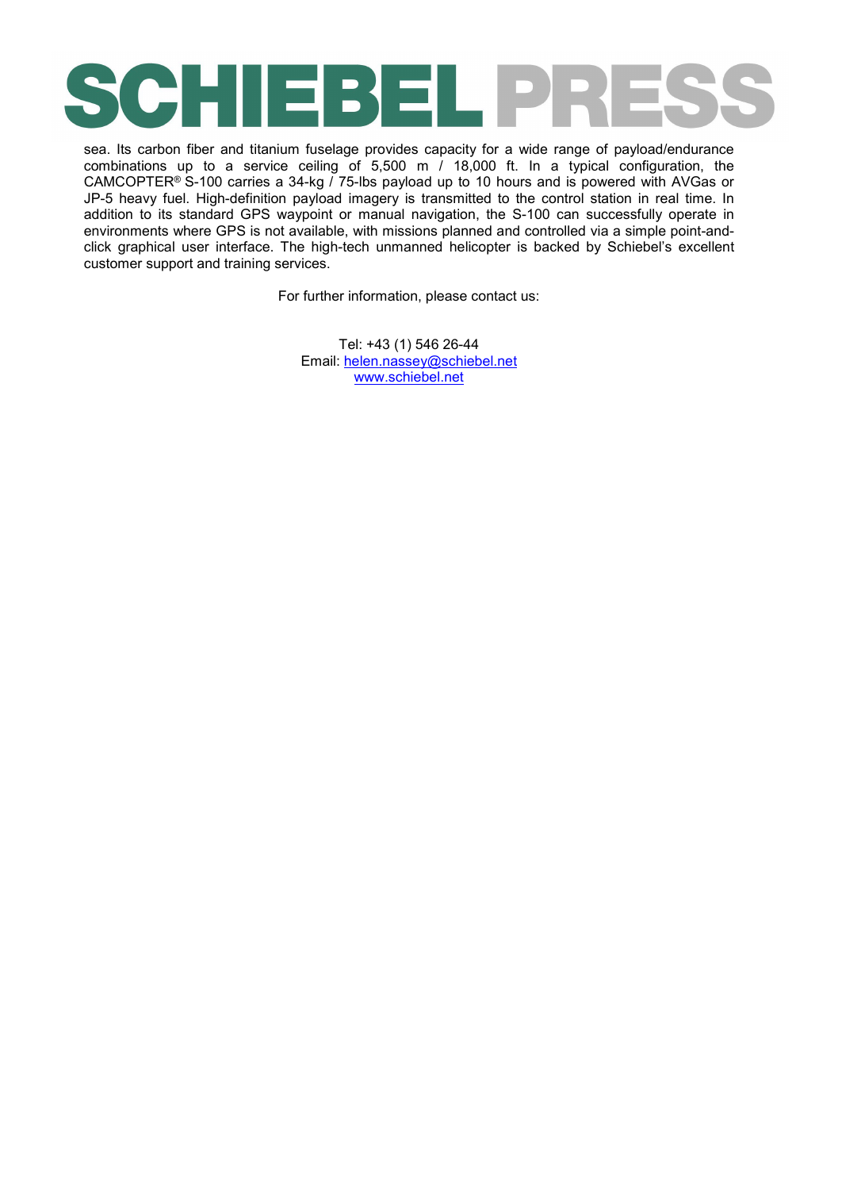sea. Its carbon fiber and titanium fuselage provides capacity for a wide range of payload/endurance combinations up to a service ceiling of 5,500 m / 18,000 ft. In a typical configuration, the CAMCOPTER® S-100 carries a 34-kg / 75-lbs payload up to 10 hours and is powered with AVGas or JP-5 heavy fuel. High-definition payload imagery is transmitted to the control station in real time. In addition to its standard GPS waypoint or manual navigation, the S-100 can successfully operate in environments where GPS is not available, with missions planned and controlled via a simple point-and-click graphical user interface. The high-tech unmanned helicopter is backed by Schiebel's excellent customer support and training services.

For further information, please contact us:

Tel: +43 (1) 546 26-44
Email: helen.nassey@schiebel.net
www.schiebel.net